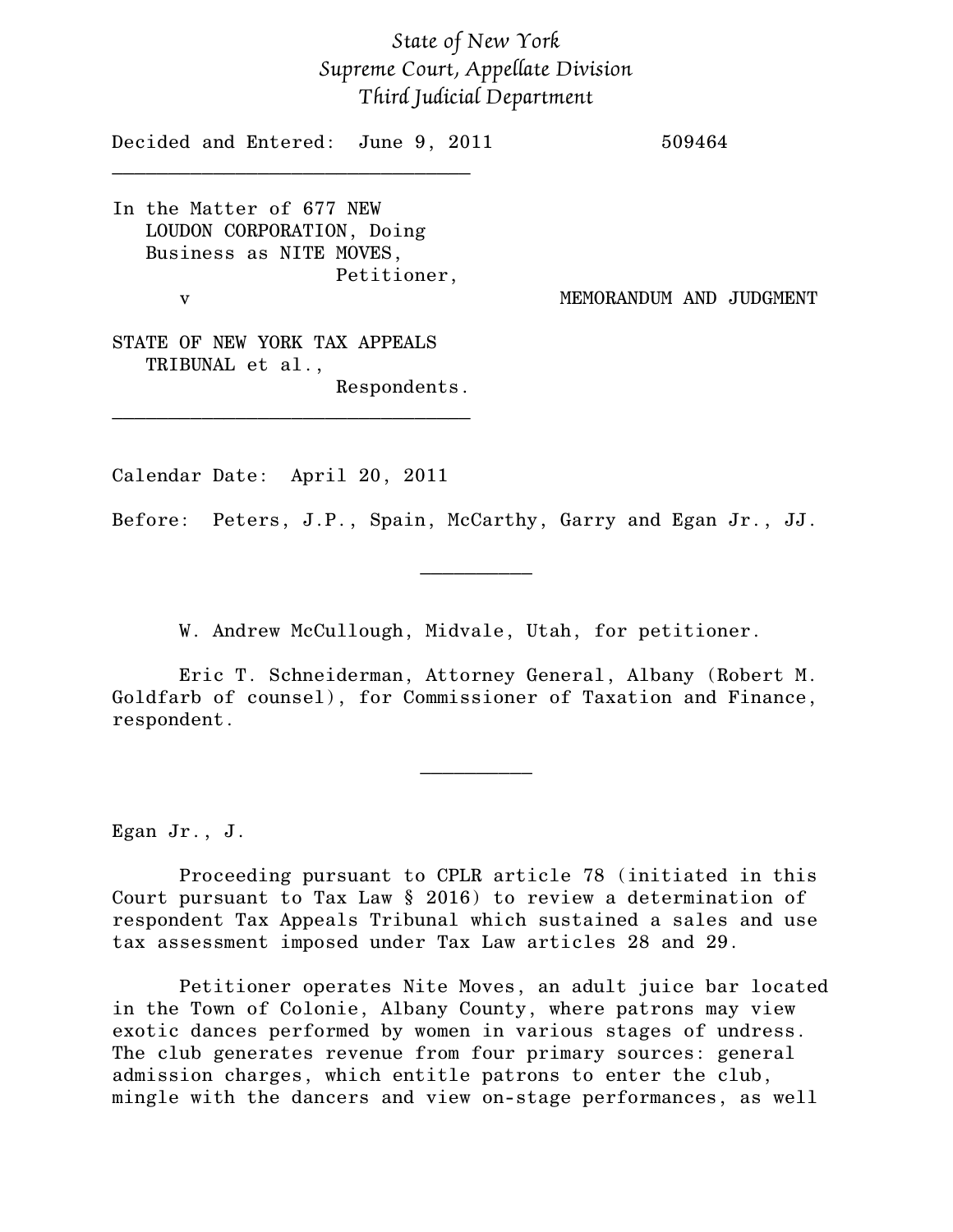*State of New York*
*Supreme Court, Appellate Division*
*Third Judicial Department*

Decided and Entered: June 9, 2011 509464

---

In the Matter of 677 NEW LOUDON CORPORATION, Doing Business as NITE MOVES,
Petitioner,

v

MEMORANDUM AND JUDGMENT

STATE OF NEW YORK TAX APPEALS TRIBUNAL et al.,
Respondents.

---

Calendar Date: April 20, 2011

Before: Peters, J.P., Spain, McCarthy, Garry and Egan Jr., JJ.

---

W. Andrew McCullough, Midvale, Utah, for petitioner.

Eric T. Schneiderman, Attorney General, Albany (Robert M. Goldfarb of counsel), for Commissioner of Taxation and Finance, respondent.

---

Egan Jr., J.

Proceeding pursuant to CPLR article 78 (initiated in this Court pursuant to Tax Law § 2016) to review a determination of respondent Tax Appeals Tribunal which sustained a sales and use tax assessment imposed under Tax Law articles 28 and 29.

Petitioner operates Nite Moves, an adult juice bar located in the Town of Colonie, Albany County, where patrons may view exotic dances performed by women in various stages of undress. The club generates revenue from four primary sources: general admission charges, which entitle patrons to enter the club, mingle with the dancers and view on-stage performances, as well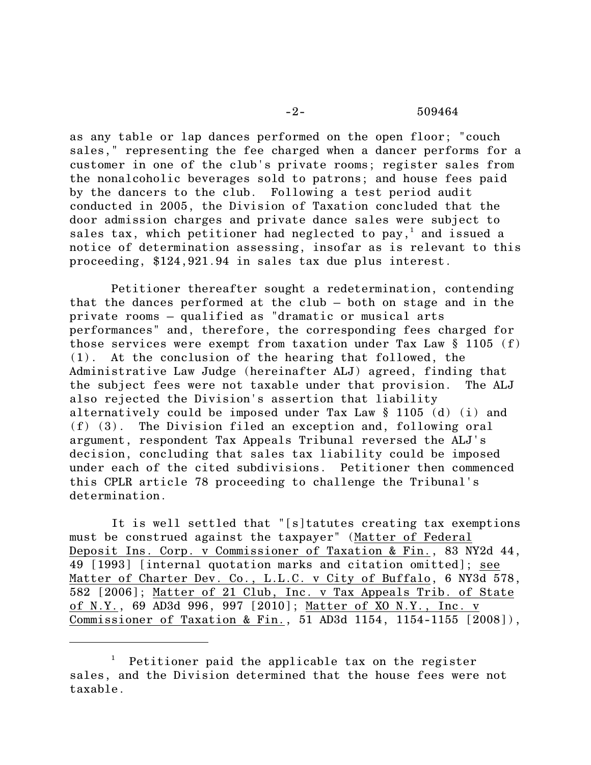as any table or lap dances performed on the open floor; "couch sales," representing the fee charged when a dancer performs for a customer in one of the club's private rooms; register sales from the nonalcoholic beverages sold to patrons; and house fees paid by the dancers to the club. Following a test period audit conducted in 2005, the Division of Taxation concluded that the door admission charges and private dance sales were subject to sales tax, which petitioner had neglected to pay,[1] and issued a notice of determination assessing, insofar as is relevant to this proceeding, $124,921.94 in sales tax due plus interest.

Petitioner thereafter sought a redetermination, contending that the dances performed at the club – both on stage and in the private rooms – qualified as "dramatic or musical arts performances" and, therefore, the corresponding fees charged for those services were exempt from taxation under Tax Law § 1105 (f) (1). At the conclusion of the hearing that followed, the Administrative Law Judge (hereinafter ALJ) agreed, finding that the subject fees were not taxable under that provision. The ALJ also rejected the Division's assertion that liability alternatively could be imposed under Tax Law § 1105 (d) (i) and (f) (3). The Division filed an exception and, following oral argument, respondent Tax Appeals Tribunal reversed the ALJ's decision, concluding that sales tax liability could be imposed under each of the cited subdivisions. Petitioner then commenced this CPLR article 78 proceeding to challenge the Tribunal's determination.

It is well settled that "[s]tatutes creating tax exemptions must be construed against the taxpayer" (Matter of Federal Deposit Ins. Corp. v Commissioner of Taxation & Fin., 83 NY2d 44, 49 [1993] [internal quotation marks and citation omitted]; see Matter of Charter Dev. Co., L.L.C. v City of Buffalo, 6 NY3d 578, 582 [2006]; Matter of 21 Club, Inc. v Tax Appeals Trib. of State of N.Y., 69 AD3d 996, 997 [2010]; Matter of XO N.Y., Inc. v Commissioner of Taxation & Fin., 51 AD3d 1154, 1154-1155 [2008]),

---

[1] Petitioner paid the applicable tax on the register sales, and the Division determined that the house fees were not taxable.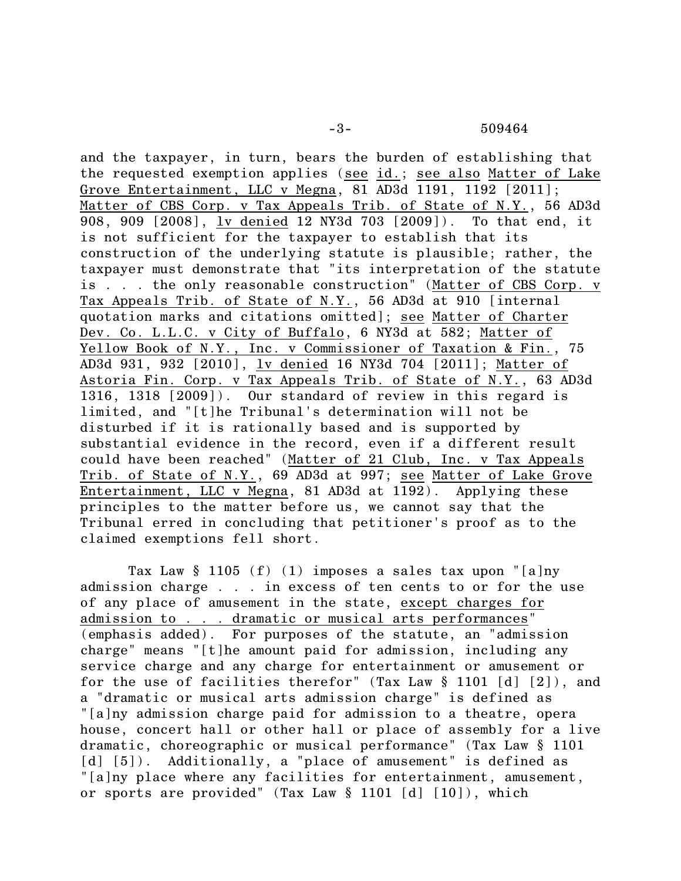and the taxpayer, in turn, bears the burden of establishing that the requested exemption applies (see id.; see also Matter of Lake Grove Entertainment, LLC v Megna, 81 AD3d 1191, 1192 [2011]; Matter of CBS Corp. v Tax Appeals Trib. of State of N.Y., 56 AD3d 908, 909 [2008], lv denied 12 NY3d 703 [2009]). To that end, it is not sufficient for the taxpayer to establish that its construction of the underlying statute is plausible; rather, the taxpayer must demonstrate that "its interpretation of the statute is . . . the only reasonable construction" (Matter of CBS Corp. v Tax Appeals Trib. of State of N.Y., 56 AD3d at 910 [internal quotation marks and citations omitted]; see Matter of Charter Dev. Co. L.L.C. v City of Buffalo, 6 NY3d at 582; Matter of Yellow Book of N.Y., Inc. v Commissioner of Taxation & Fin., 75 AD3d 931, 932 [2010], lv denied 16 NY3d 704 [2011]; Matter of Astoria Fin. Corp. v Tax Appeals Trib. of State of N.Y., 63 AD3d 1316, 1318 [2009]). Our standard of review in this regard is limited, and "[t]he Tribunal's determination will not be disturbed if it is rationally based and is supported by substantial evidence in the record, even if a different result could have been reached" (Matter of 21 Club, Inc. v Tax Appeals Trib. of State of N.Y., 69 AD3d at 997; see Matter of Lake Grove Entertainment, LLC v Megna, 81 AD3d at 1192). Applying these principles to the matter before us, we cannot say that the Tribunal erred in concluding that petitioner's proof as to the claimed exemptions fell short.

Tax Law § 1105 (f) (1) imposes a sales tax upon "[a]ny admission charge . . . in excess of ten cents to or for the use of any place of amusement in the state, except charges for admission to . . . dramatic or musical arts performances" (emphasis added). For purposes of the statute, an "admission charge" means "[t]he amount paid for admission, including any service charge and any charge for entertainment or amusement or for the use of facilities therefor" (Tax Law § 1101 [d] [2]), and a "dramatic or musical arts admission charge" is defined as "[a]ny admission charge paid for admission to a theatre, opera house, concert hall or other hall or place of assembly for a live dramatic, choreographic or musical performance" (Tax Law § 1101 [d] [5]). Additionally, a "place of amusement" is defined as "[a]ny place where any facilities for entertainment, amusement, or sports are provided" (Tax Law § 1101 [d] [10]), which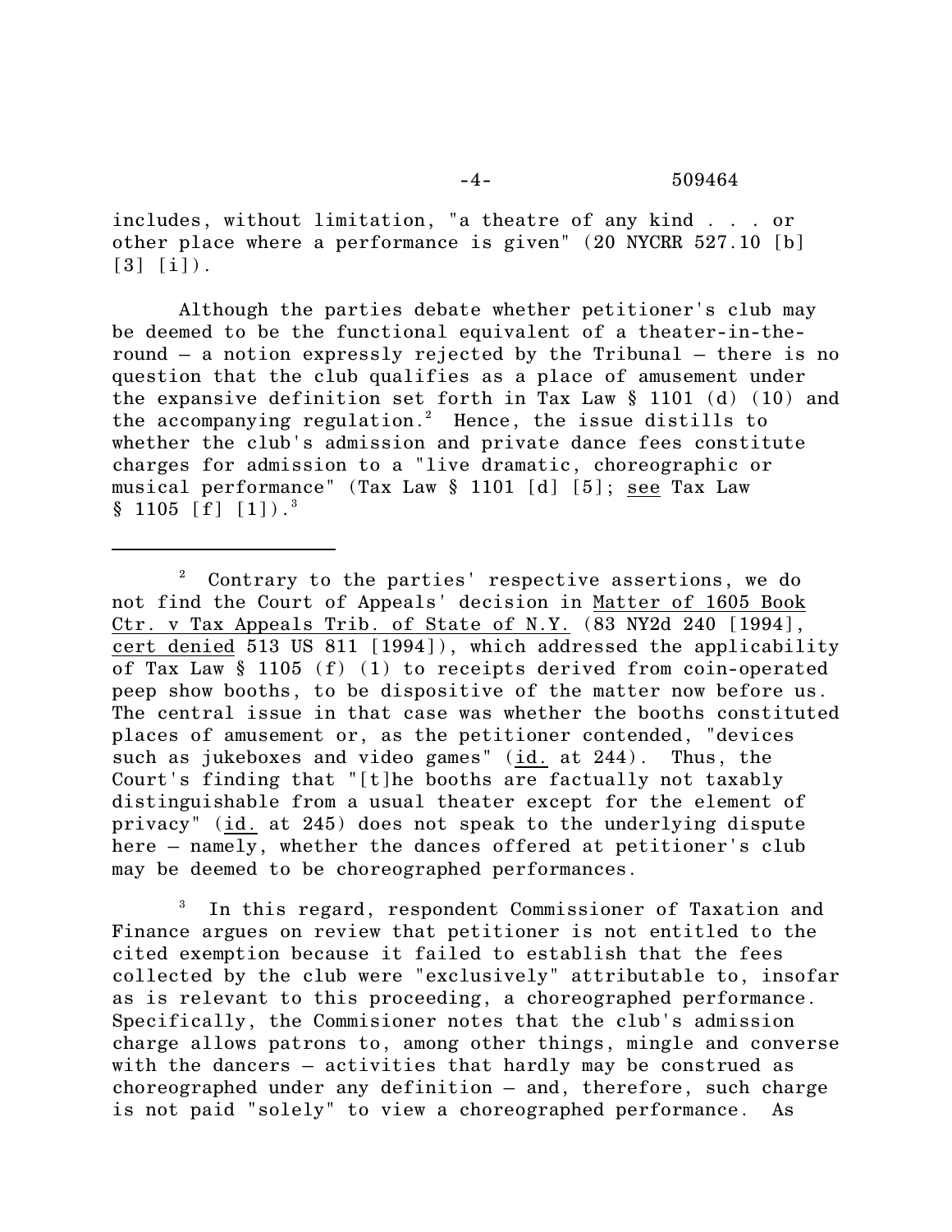includes, without limitation, "a theatre of any kind . . . or other place where a performance is given" (20 NYCRR 527.10 [b] [3] [i]).

Although the parties debate whether petitioner's club may be deemed to be the functional equivalent of a theater-in-the-round – a notion expressly rejected by the Tribunal – there is no question that the club qualifies as a place of amusement under the expansive definition set forth in Tax Law § 1101 (d) (10) and the accompanying regulation.[2] Hence, the issue distills to whether the club's admission and private dance fees constitute charges for admission to a "live dramatic, choreographic or musical performance" (Tax Law § 1101 [d] [5]; see Tax Law § 1105 [f] [1]).[3]

---

[2] Contrary to the parties' respective assertions, we do not find the Court of Appeals' decision in Matter of 1605 Book Ctr. v Tax Appeals Trib. of State of N.Y. (83 NY2d 240 [1994], cert denied 513 US 811 [1994]), which addressed the applicability of Tax Law § 1105 (f) (1) to receipts derived from coin-operated peep show booths, to be dispositive of the matter now before us. The central issue in that case was whether the booths constituted places of amusement or, as the petitioner contended, "devices such as jukeboxes and video games" (id. at 244). Thus, the Court's finding that "[t]he booths are factually not taxably distinguishable from a usual theater except for the element of privacy" (id. at 245) does not speak to the underlying dispute here – namely, whether the dances offered at petitioner's club may be deemed to be choreographed performances.

[3] In this regard, respondent Commissioner of Taxation and Finance argues on review that petitioner is not entitled to the cited exemption because it failed to establish that the fees collected by the club were "exclusively" attributable to, insofar as is relevant to this proceeding, a choreographed performance. Specifically, the Commisioner notes that the club's admission charge allows patrons to, among other things, mingle and converse with the dancers – activities that hardly may be construed as choreographed under any definition – and, therefore, such charge is not paid "solely" to view a choreographed performance. As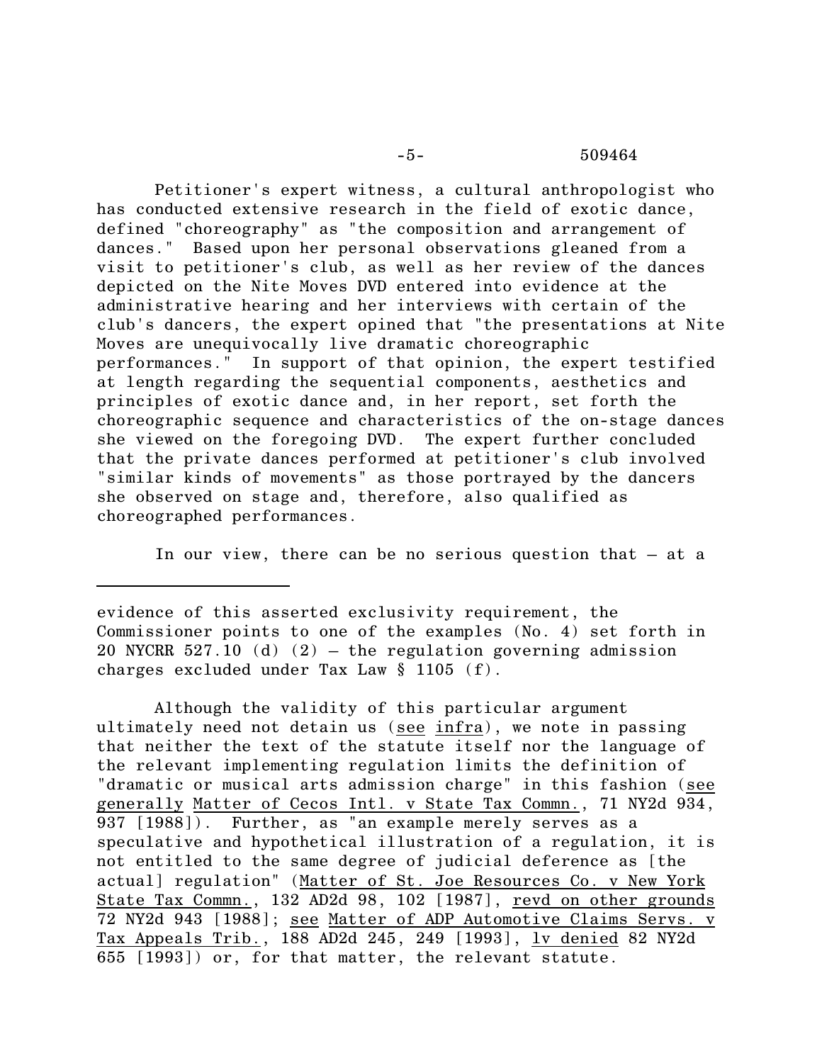Petitioner's expert witness, a cultural anthropologist who has conducted extensive research in the field of exotic dance, defined "choreography" as "the composition and arrangement of dances." Based upon her personal observations gleaned from a visit to petitioner's club, as well as her review of the dances depicted on the Nite Moves DVD entered into evidence at the administrative hearing and her interviews with certain of the club's dancers, the expert opined that "the presentations at Nite Moves are unequivocally live dramatic choreographic performances." In support of that opinion, the expert testified at length regarding the sequential components, aesthetics and principles of exotic dance and, in her report, set forth the choreographic sequence and characteristics of the on-stage dances she viewed on the foregoing DVD. The expert further concluded that the private dances performed at petitioner's club involved "similar kinds of movements" as those portrayed by the dancers she observed on stage and, therefore, also qualified as choreographed performances.

In our view, there can be no serious question that – at a

---

evidence of this asserted exclusivity requirement, the Commissioner points to one of the examples (No. 4) set forth in 20 NYCRR 527.10 (d) (2) – the regulation governing admission charges excluded under Tax Law § 1105 (f).

Although the validity of this particular argument ultimately need not detain us (see infra), we note in passing that neither the text of the statute itself nor the language of the relevant implementing regulation limits the definition of "dramatic or musical arts admission charge" in this fashion (see generally Matter of Cecos Intl. v State Tax Commn., 71 NY2d 934, 937 [1988]). Further, as "an example merely serves as a speculative and hypothetical illustration of a regulation, it is not entitled to the same degree of judicial deference as [the actual] regulation" (Matter of St. Joe Resources Co. v New York State Tax Commn., 132 AD2d 98, 102 [1987], revd on other grounds 72 NY2d 943 [1988]; see Matter of ADP Automotive Claims Servs. v Tax Appeals Trib., 188 AD2d 245, 249 [1993], lv denied 82 NY2d 655 [1993]) or, for that matter, the relevant statute.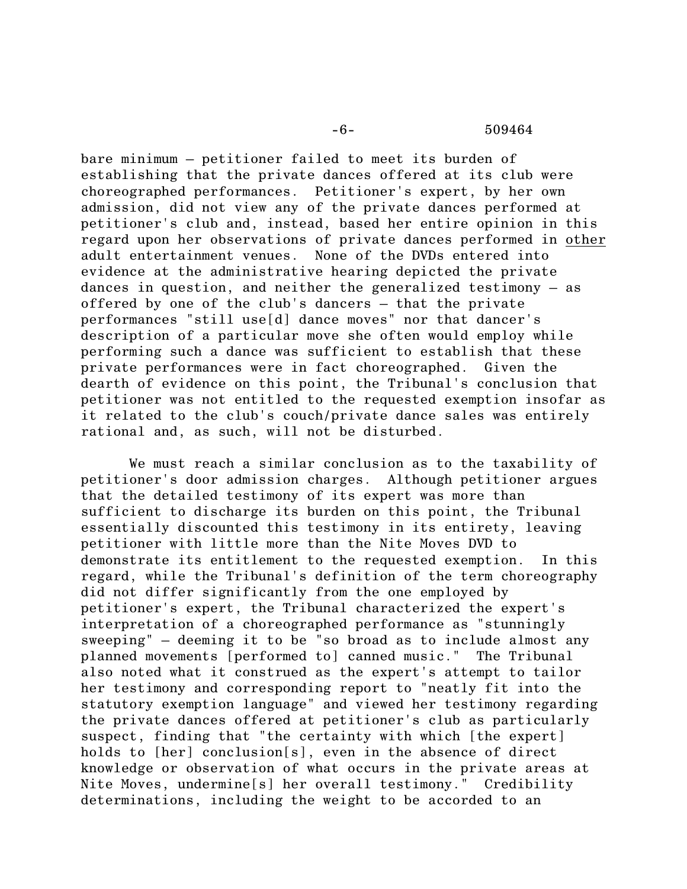bare minimum – petitioner failed to meet its burden of establishing that the private dances offered at its club were choreographed performances. Petitioner's expert, by her own admission, did not view any of the private dances performed at petitioner's club and, instead, based her entire opinion in this regard upon her observations of private dances performed in <u>other</u> adult entertainment venues. None of the DVDs entered into evidence at the administrative hearing depicted the private dances in question, and neither the generalized testimony – as offered by one of the club's dancers – that the private performances "still use[d] dance moves" nor that dancer's description of a particular move she often would employ while performing such a dance was sufficient to establish that these private performances were in fact choreographed. Given the dearth of evidence on this point, the Tribunal's conclusion that petitioner was not entitled to the requested exemption insofar as it related to the club's couch/private dance sales was entirely rational and, as such, will not be disturbed.

We must reach a similar conclusion as to the taxability of petitioner's door admission charges. Although petitioner argues that the detailed testimony of its expert was more than sufficient to discharge its burden on this point, the Tribunal essentially discounted this testimony in its entirety, leaving petitioner with little more than the Nite Moves DVD to demonstrate its entitlement to the requested exemption. In this regard, while the Tribunal's definition of the term choreography did not differ significantly from the one employed by petitioner's expert, the Tribunal characterized the expert's interpretation of a choreographed performance as "stunningly sweeping" – deeming it to be "so broad as to include almost any planned movements [performed to] canned music." The Tribunal also noted what it construed as the expert's attempt to tailor her testimony and corresponding report to "neatly fit into the statutory exemption language" and viewed her testimony regarding the private dances offered at petitioner's club as particularly suspect, finding that "the certainty with which [the expert] holds to [her] conclusion[s], even in the absence of direct knowledge or observation of what occurs in the private areas at Nite Moves, undermine[s] her overall testimony." Credibility determinations, including the weight to be accorded to an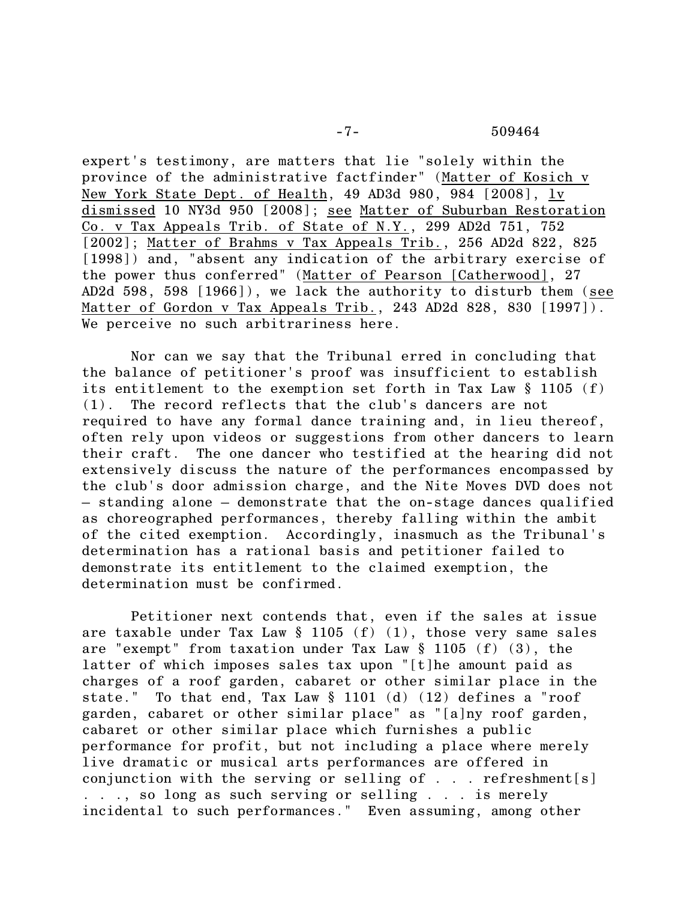expert's testimony, are matters that lie "solely within the province of the administrative factfinder" (Matter of Kosich v New York State Dept. of Health, 49 AD3d 980, 984 [2008], lv dismissed 10 NY3d 950 [2008]; see Matter of Suburban Restoration Co. v Tax Appeals Trib. of State of N.Y., 299 AD2d 751, 752 [2002]; Matter of Brahms v Tax Appeals Trib., 256 AD2d 822, 825 [1998]) and, "absent any indication of the arbitrary exercise of the power thus conferred" (Matter of Pearson [Catherwood], 27 AD2d 598, 598 [1966]), we lack the authority to disturb them (see Matter of Gordon v Tax Appeals Trib., 243 AD2d 828, 830 [1997]). We perceive no such arbitrariness here.

Nor can we say that the Tribunal erred in concluding that the balance of petitioner's proof was insufficient to establish its entitlement to the exemption set forth in Tax Law § 1105 (f) (1). The record reflects that the club's dancers are not required to have any formal dance training and, in lieu thereof, often rely upon videos or suggestions from other dancers to learn their craft. The one dancer who testified at the hearing did not extensively discuss the nature of the performances encompassed by the club's door admission charge, and the Nite Moves DVD does not – standing alone – demonstrate that the on-stage dances qualified as choreographed performances, thereby falling within the ambit of the cited exemption. Accordingly, inasmuch as the Tribunal's determination has a rational basis and petitioner failed to demonstrate its entitlement to the claimed exemption, the determination must be confirmed.

Petitioner next contends that, even if the sales at issue are taxable under Tax Law § 1105 (f) (1), those very same sales are "exempt" from taxation under Tax Law § 1105 (f) (3), the latter of which imposes sales tax upon "[t]he amount paid as charges of a roof garden, cabaret or other similar place in the state." To that end, Tax Law § 1101 (d) (12) defines a "roof garden, cabaret or other similar place" as "[a]ny roof garden, cabaret or other similar place which furnishes a public performance for profit, but not including a place where merely live dramatic or musical arts performances are offered in conjunction with the serving or selling of . . . refreshment[s] . . ., so long as such serving or selling . . . is merely incidental to such performances." Even assuming, among other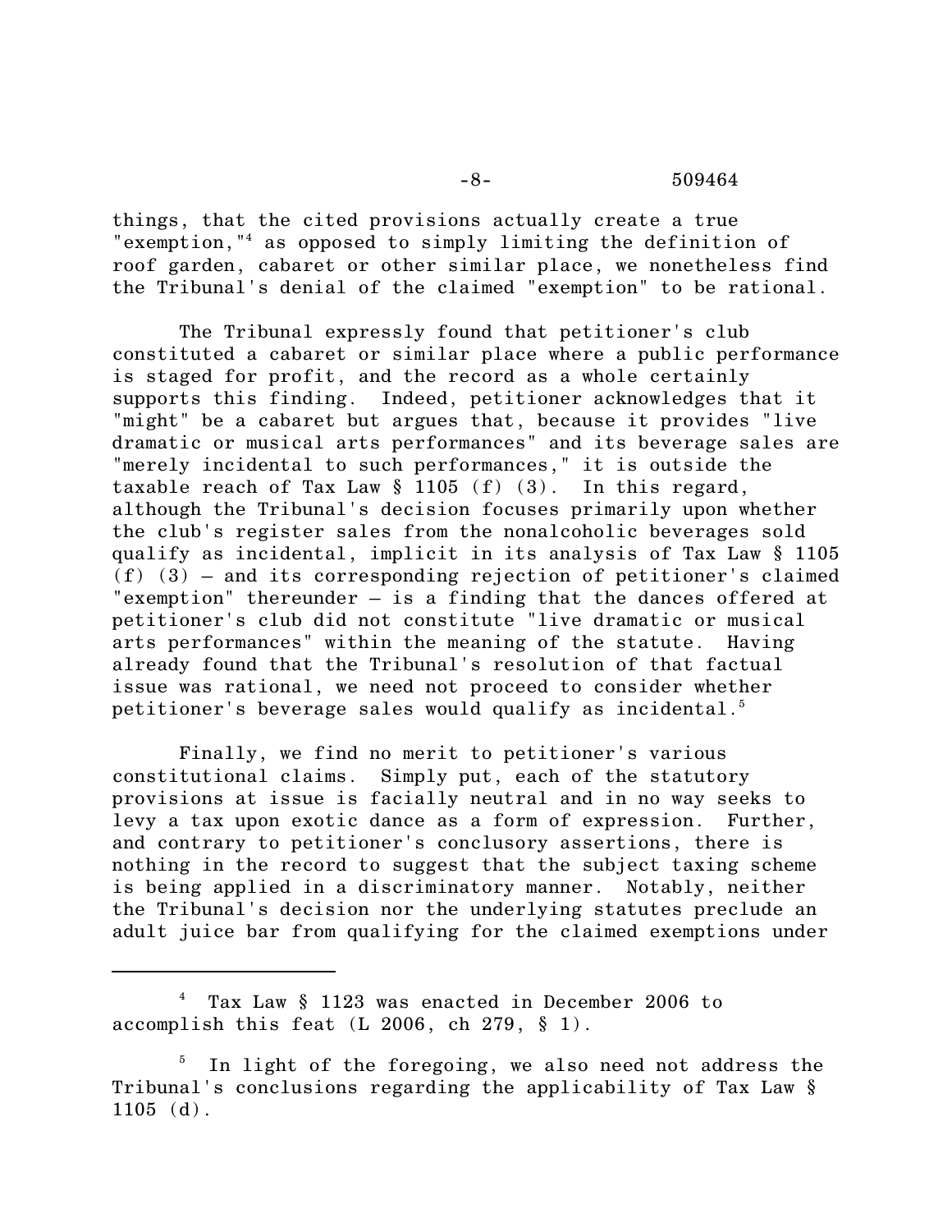things, that the cited provisions actually create a true "exemption,"[4] as opposed to simply limiting the definition of roof garden, cabaret or other similar place, we nonetheless find the Tribunal's denial of the claimed "exemption" to be rational.

The Tribunal expressly found that petitioner's club constituted a cabaret or similar place where a public performance is staged for profit, and the record as a whole certainly supports this finding. Indeed, petitioner acknowledges that it "might" be a cabaret but argues that, because it provides "live dramatic or musical arts performances" and its beverage sales are "merely incidental to such performances," it is outside the taxable reach of Tax Law § 1105 (f) (3). In this regard, although the Tribunal's decision focuses primarily upon whether the club's register sales from the nonalcoholic beverages sold qualify as incidental, implicit in its analysis of Tax Law § 1105 (f) (3) – and its corresponding rejection of petitioner's claimed "exemption" thereunder – is a finding that the dances offered at petitioner's club did not constitute "live dramatic or musical arts performances" within the meaning of the statute. Having already found that the Tribunal's resolution of that factual issue was rational, we need not proceed to consider whether petitioner's beverage sales would qualify as incidental.[5]

Finally, we find no merit to petitioner's various constitutional claims. Simply put, each of the statutory provisions at issue is facially neutral and in no way seeks to levy a tax upon exotic dance as a form of expression. Further, and contrary to petitioner's conclusory assertions, there is nothing in the record to suggest that the subject taxing scheme is being applied in a discriminatory manner. Notably, neither the Tribunal's decision nor the underlying statutes preclude an adult juice bar from qualifying for the claimed exemptions under

---

[4] Tax Law § 1123 was enacted in December 2006 to accomplish this feat (L 2006, ch 279, § 1).

[5] In light of the foregoing, we also need not address the Tribunal's conclusions regarding the applicability of Tax Law § 1105 (d).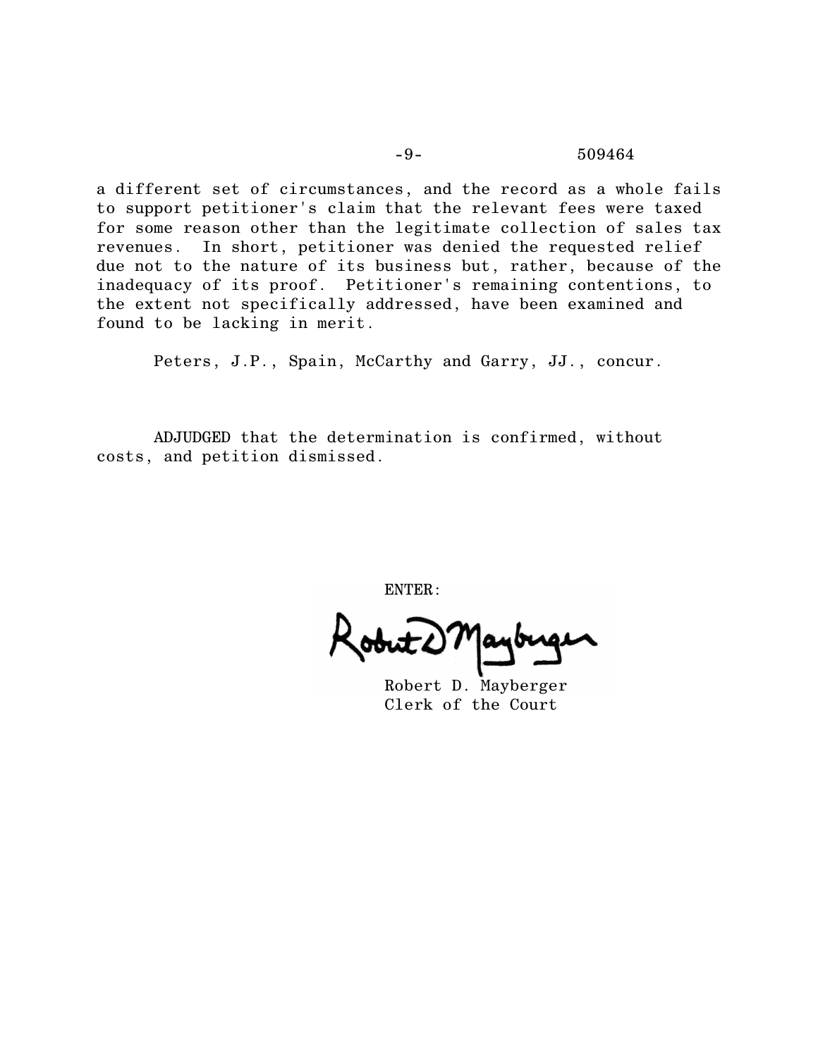a different set of circumstances, and the record as a whole fails to support petitioner's claim that the relevant fees were taxed for some reason other than the legitimate collection of sales tax revenues. In short, petitioner was denied the requested relief due not to the nature of its business but, rather, because of the inadequacy of its proof. Petitioner's remaining contentions, to the extent not specifically addressed, have been examined and found to be lacking in merit.

Peters, J.P., Spain, McCarthy and Garry, JJ., concur.

ADJUDGED that the determination is confirmed, without costs, and petition dismissed.

ENTER:

Robert D. Mayberger
Clerk of the Court